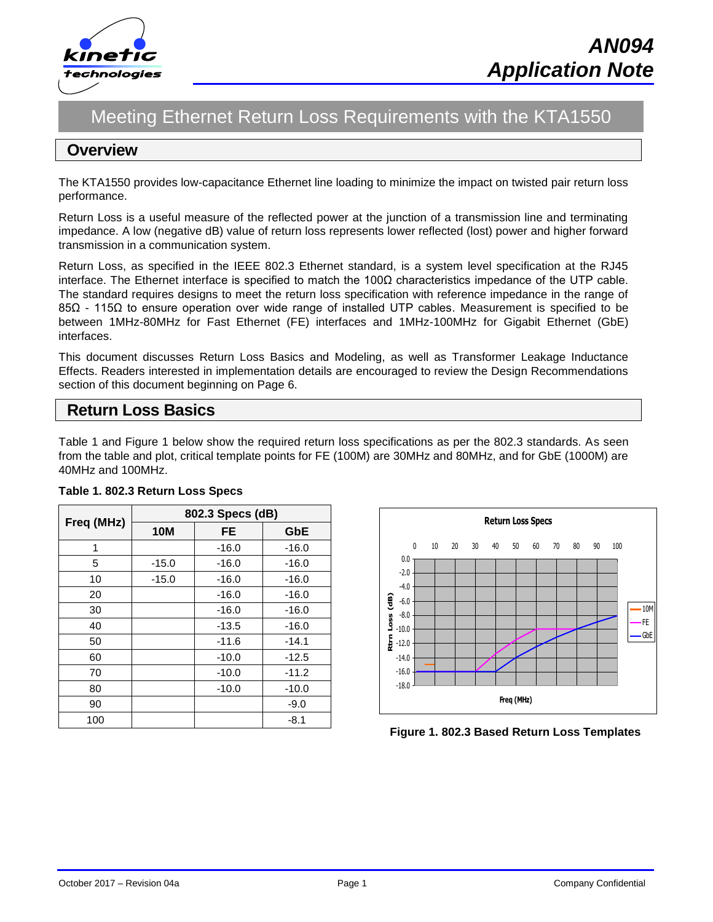# AN094 Application Note

## Meeting Ethernet Return Loss Requirements with the KTA1550

## Overview

The KTA1550 provides low-capacitance Ethernet line loading to minimize the impact on twisted pair return loss performance.

Return Loss is a useful measure of the reflected power at the junction of a transmission line and terminating impedance. A low (negative dB) value of return loss represents lower reflected (lost) power and higher forward transmission in a communication system.

Return Loss, as specified in the IEEE 802.3 Ethernet standard, is a system level specification at the RJ45 interface. The Ethernet interface is specified to match the 100Ω characteristics impedance of the UTP cable. The standard requires designs to meet the return loss specification with reference impedance in the range of 85Ω - 115Ω to ensure operation over wide range of installed UTP cables. Measurement is specified to be between 1MHz-80MHz for Fast Ethernet (FE) interfaces and 1MHz-100MHz for Gigabit Ethernet (GbE) interfaces.

This document discusses Return Loss Basics and Modeling, as well as Transformer Leakage Inductance Effects. Readers interested in implementation details are encouraged to review the Design Recommendations section of this document beginning on Page 6.

## Return Loss Basics

Table 1 and Figure 1 below show the required return loss specifications as per the 802.3 standards. As seen from the table and plot, critical template points for FE (100M) are 30MHz and 80MHz, and for GbE (1000M) are 40MHz and 100MHz.

**Table 1. 802.3 Return Loss Specs**

| Freq (MHz) | 802.3 Specs (dB) | | |
|---|---|---|---|
| | 10M | FE | GbE |
| 1 | | -16.0 | -16.0 |
| 5 | -15.0 | -16.0 | -16.0 |
| 10 | -15.0 | -16.0 | -16.0 |
| 20 | | -16.0 | -16.0 |
| 30 | | -16.0 | -16.0 |
| 40 | | -13.5 | -16.0 |
| 50 | | -11.6 | -14.1 |
| 60 | | -10.0 | -12.5 |
| 70 | | -10.0 | -11.2 |
| 80 | | -10.0 | -10.0 |
| 90 | | | -9.0 |
| 100 | | | -8.1 |

Return Loss Specs

0 10 20 30 40 50 60 70 80 90 100

0.0 -2.0 -4.0 -6.0 -8.0 -10.0 -12.0 -14.0 -16.0 -18.0

Rtrn Loss (dB)

Freq (MHz)

10M
FE
GbE

**Figure 1. 802.3 Based Return Loss Templates**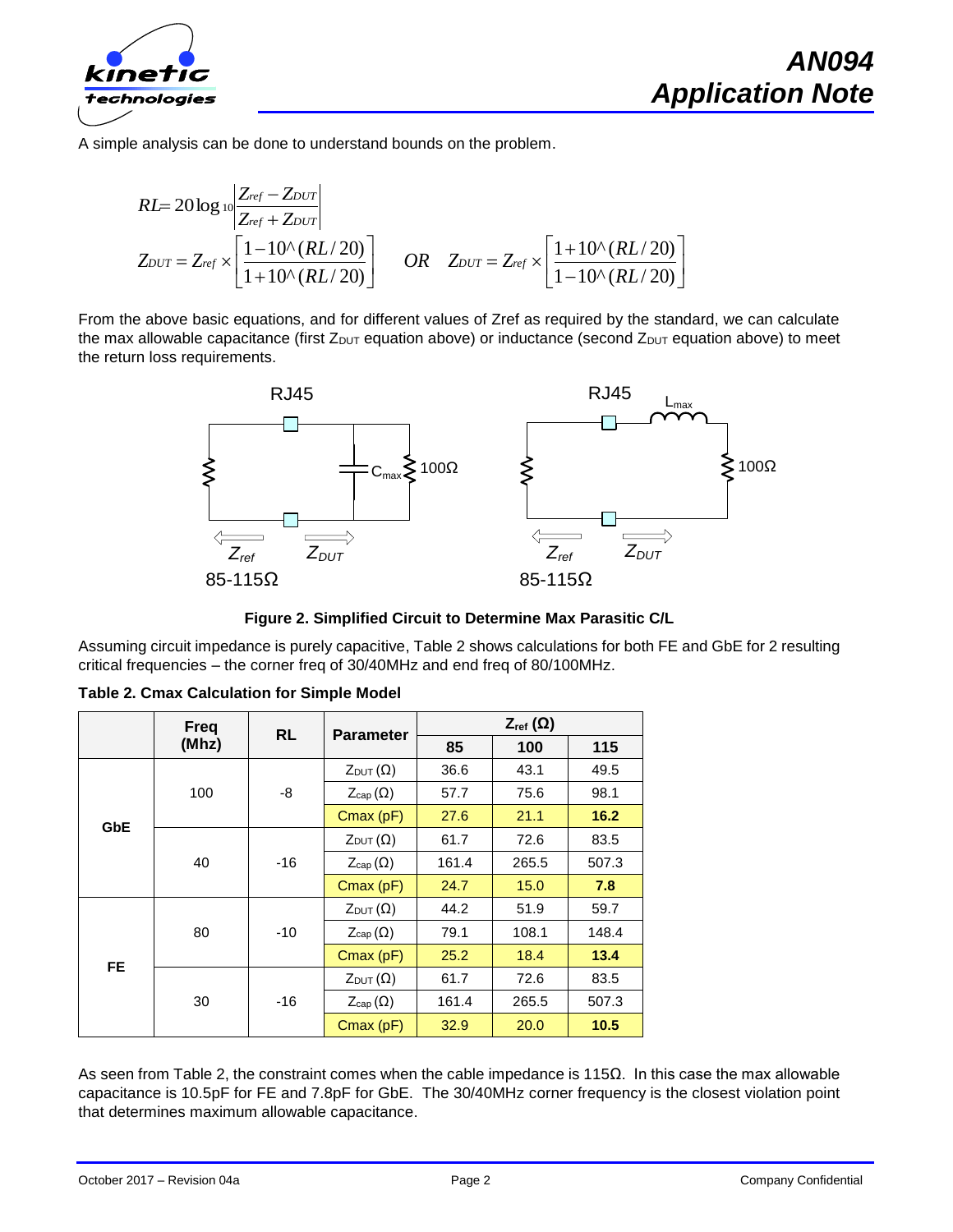A simple analysis can be done to understand bounds on the problem.

$$RL = 20\log_{10}\left|\frac{Z_{ref} - Z_{DUT}}{Z_{ref} + Z_{DUT}}\right|$$

$$Z_{DUT} = Z_{ref} \times \left[\frac{1 - 10^{\wedge}(RL/20)}{1 + 10^{\wedge}(RL/20)}\right] \quad OR \quad Z_{DUT} = Z_{ref} \times \left[\frac{1 + 10^{\wedge}(RL/20)}{1 - 10^{\wedge}(RL/20)}\right]$$

From the above basic equations, and for different values of Zref as required by the standard, we can calculate the max allowable capacitance (first $Z_{DUT}$ equation above) or inductance (second $Z_{DUT}$ equation above) to meet the return loss requirements.

RJ45

$C_{max}$

100Ω

$Z_{ref}$

$Z_{DUT}$

85-115Ω

RJ45

$L_{max}$

100Ω

$Z_{ref}$

$Z_{DUT}$

85-115Ω

**Figure 2. Simplified Circuit to Determine Max Parasitic C/L**

Assuming circuit impedance is purely capacitive, Table 2 shows calculations for both FE and GbE for 2 resulting critical frequencies – the corner freq of 30/40MHz and end freq of 80/100MHz.

**Table 2. Cmax Calculation for Simple Model**

| | Freq (Mhz) | RL | Parameter | $Z_{ref}$ (Ω) | | |
|---|---|---|---|---|---|---|
| | | | | **85** | **100** | **115** |
| **GbE** | 100 | -8 | $Z_{DUT}$ (Ω) | 36.6 | 43.1 | 49.5 |
| | | | $Z_{cap}$ (Ω) | 57.7 | 75.6 | 98.1 |
| | | | Cmax (pF) | 27.6 | 21.1 | **16.2** |
| | 40 | -16 | $Z_{DUT}$ (Ω) | 61.7 | 72.6 | 83.5 |
| | | | $Z_{cap}$ (Ω) | 161.4 | 265.5 | 507.3 |
| | | | Cmax (pF) | 24.7 | 15.0 | **7.8** |
| **FE** | 80 | -10 | $Z_{DUT}$ (Ω) | 44.2 | 51.9 | 59.7 |
| | | | $Z_{cap}$ (Ω) | 79.1 | 108.1 | 148.4 |
| | | | Cmax (pF) | 25.2 | 18.4 | **13.4** |
| | 30 | -16 | $Z_{DUT}$ (Ω) | 61.7 | 72.6 | 83.5 |
| | | | $Z_{cap}$ (Ω) | 161.4 | 265.5 | 507.3 |
| | | | Cmax (pF) | 32.9 | 20.0 | **10.5** |

As seen from Table 2, the constraint comes when the cable impedance is 115Ω. In this case the max allowable capacitance is 10.5pF for FE and 7.8pF for GbE. The 30/40MHz corner frequency is the closest violation point that determines maximum allowable capacitance.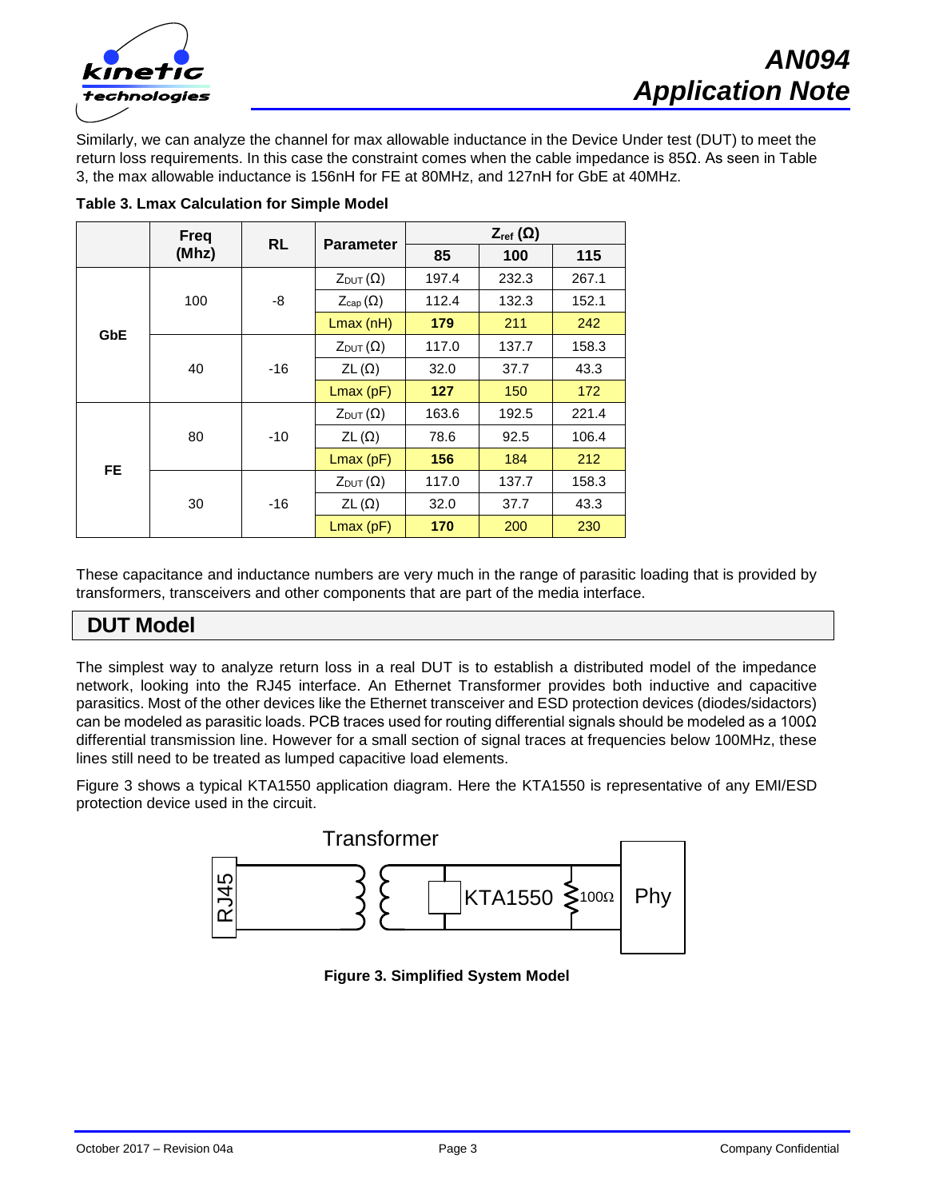Similarly, we can analyze the channel for max allowable inductance in the Device Under test (DUT) to meet the return loss requirements. In this case the constraint comes when the cable impedance is 85Ω. As seen in Table 3, the max allowable inductance is 156nH for FE at 80MHz, and 127nH for GbE at 40MHz.

**Table 3. Lmax Calculation for Simple Model**

| | Freq (Mhz) | RL | Parameter | $Z_{ref}$ (Ω) | | |
|---|---|---|---|---|---|---|
| | | | | 85 | 100 | 115 |
| GbE | 100 | -8 | $Z_{DUT}$ (Ω) | 197.4 | 232.3 | 267.1 |
| | | | $Z_{cap}$ (Ω) | 112.4 | 132.3 | 152.1 |
| | | | Lmax (nH) | **179** | 211 | 242 |
| | 40 | -16 | $Z_{DUT}$ (Ω) | 117.0 | 137.7 | 158.3 |
| | | | ZL (Ω) | 32.0 | 37.7 | 43.3 |
| | | | Lmax (pF) | **127** | 150 | 172 |
| FE | 80 | -10 | $Z_{DUT}$ (Ω) | 163.6 | 192.5 | 221.4 |
| | | | ZL (Ω) | 78.6 | 92.5 | 106.4 |
| | | | Lmax (pF) | **156** | 184 | 212 |
| | 30 | -16 | $Z_{DUT}$ (Ω) | 117.0 | 137.7 | 158.3 |
| | | | ZL (Ω) | 32.0 | 37.7 | 43.3 |
| | | | Lmax (pF) | **170** | 200 | 230 |

These capacitance and inductance numbers are very much in the range of parasitic loading that is provided by transformers, transceivers and other components that are part of the media interface.

## DUT Model

The simplest way to analyze return loss in a real DUT is to establish a distributed model of the impedance network, looking into the RJ45 interface. An Ethernet Transformer provides both inductive and capacitive parasitics. Most of the other devices like the Ethernet transceiver and ESD protection devices (diodes/sidactors) can be modeled as parasitic loads. PCB traces used for routing differential signals should be modeled as a 100Ω differential transmission line. However for a small section of signal traces at frequencies below 100MHz, these lines still need to be treated as lumped capacitive load elements.

Figure 3 shows a typical KTA1550 application diagram. Here the KTA1550 is representative of any EMI/ESD protection device used in the circuit.

Transformer

RJ45

KTA1550

100Ω

Phy

**Figure 3. Simplified System Model**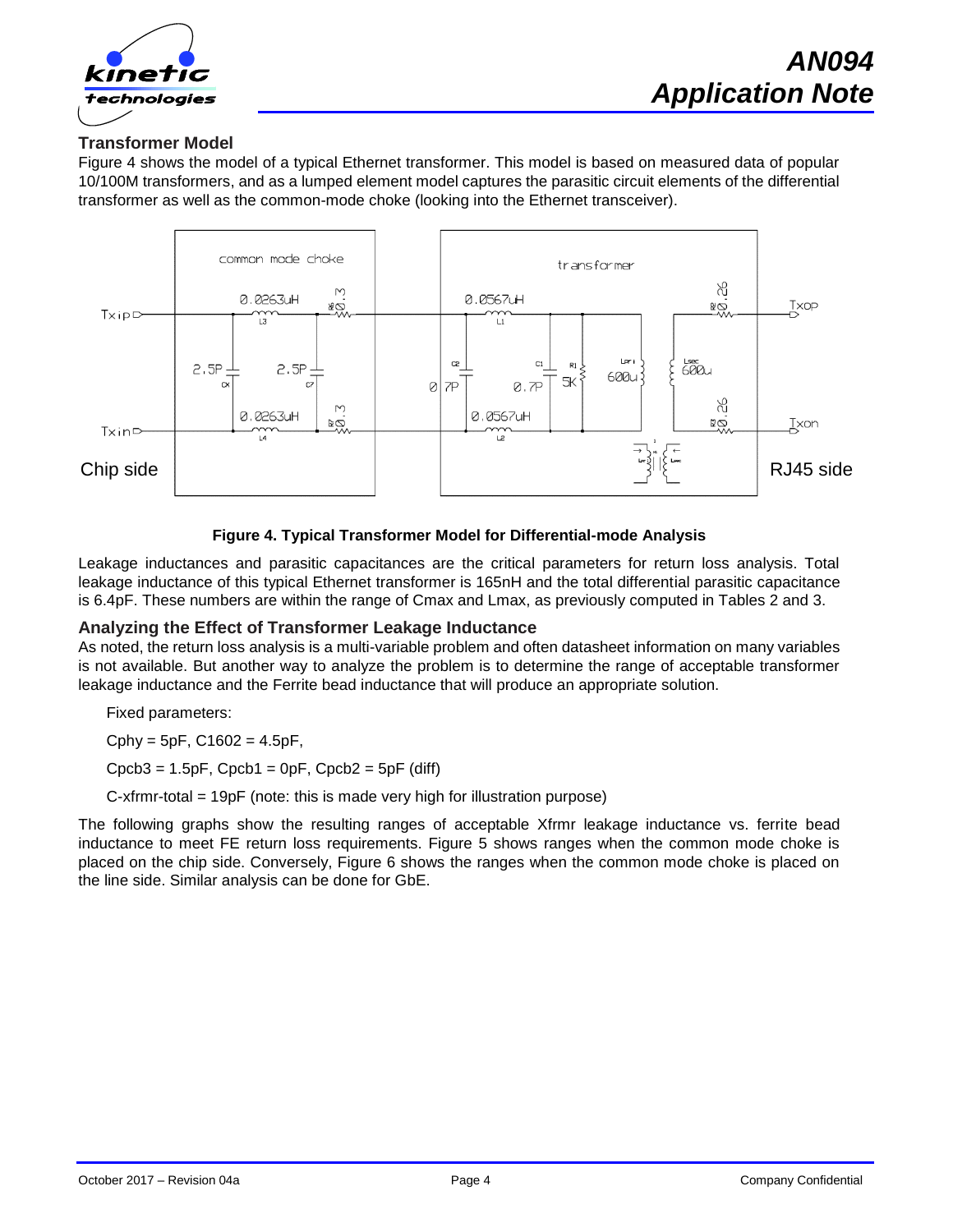### Transformer Model

Figure 4 shows the model of a typical Ethernet transformer. This model is based on measured data of popular 10/100M transformers, and as a lumped element model captures the parasitic circuit elements of the differential transformer as well as the common-mode choke (looking into the Ethernet transceiver).

common mode choke

transformer

Txip

Txin

Txop

Txon

0.0263uH

L3

0.0263uH

L4

0.3

0.3

2.5P

2.5P

0.0567uH

L1

0.0567uH

L2

0.7P

0.7P

5K

Lpri 600u

Lsec 600u

0.26

0.26

Chip side

RJ45 side

**Figure 4. Typical Transformer Model for Differential-mode Analysis**

Leakage inductances and parasitic capacitances are the critical parameters for return loss analysis. Total leakage inductance of this typical Ethernet transformer is 165nH and the total differential parasitic capacitance is 6.4pF. These numbers are within the range of Cmax and Lmax, as previously computed in Tables 2 and 3.

### Analyzing the Effect of Transformer Leakage Inductance

As noted, the return loss analysis is a multi-variable problem and often datasheet information on many variables is not available. But another way to analyze the problem is to determine the range of acceptable transformer leakage inductance and the Ferrite bead inductance that will produce an appropriate solution.

Fixed parameters:

Cphy = 5pF, C1602 = 4.5pF,

Cpcb3 = 1.5pF, Cpcb1 = 0pF, Cpcb2 = 5pF (diff)

C-xfrmr-total = 19pF (note: this is made very high for illustration purpose)

The following graphs show the resulting ranges of acceptable Xfrmr leakage inductance vs. ferrite bead inductance to meet FE return loss requirements. Figure 5 shows ranges when the common mode choke is placed on the chip side. Conversely, Figure 6 shows the ranges when the common mode choke is placed on the line side. Similar analysis can be done for GbE.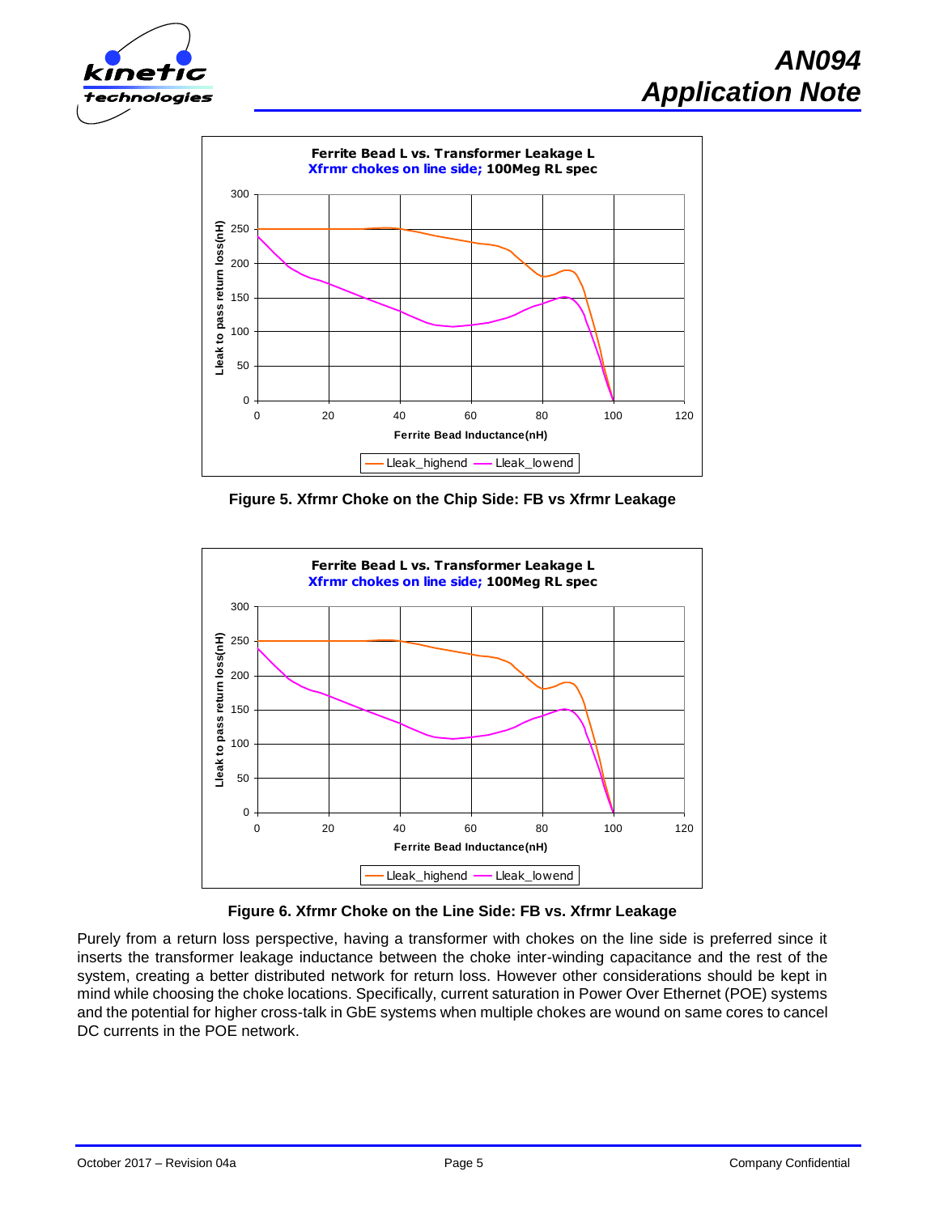Ferrite Bead L vs. Transformer Leakage L
Xfrmr chokes on line side; 100Meg RL spec

Lleak to pass return loss(nH)

300
250
200
150
100
50
0

0
20
40
60
80
100
120

Ferrite Bead Inductance(nH)

Lleak_highend
Lleak_lowend

**Figure 5. Xfrmr Choke on the Chip Side: FB vs Xfrmr Leakage**

Ferrite Bead L vs. Transformer Leakage L
Xfrmr chokes on line side; 100Meg RL spec

Lleak to pass return loss(nH)

300
250
200
150
100
50
0

0
20
40
60
80
100
120

Ferrite Bead Inductance(nH)

Lleak_highend
Lleak_lowend

**Figure 6. Xfrmr Choke on the Line Side: FB vs. Xfrmr Leakage**

Purely from a return loss perspective, having a transformer with chokes on the line side is preferred since it inserts the transformer leakage inductance between the choke inter-winding capacitance and the rest of the system, creating a better distributed network for return loss. However other considerations should be kept in mind while choosing the choke locations. Specifically, current saturation in Power Over Ethernet (POE) systems and the potential for higher cross-talk in GbE systems when multiple chokes are wound on same cores to cancel DC currents in the POE network.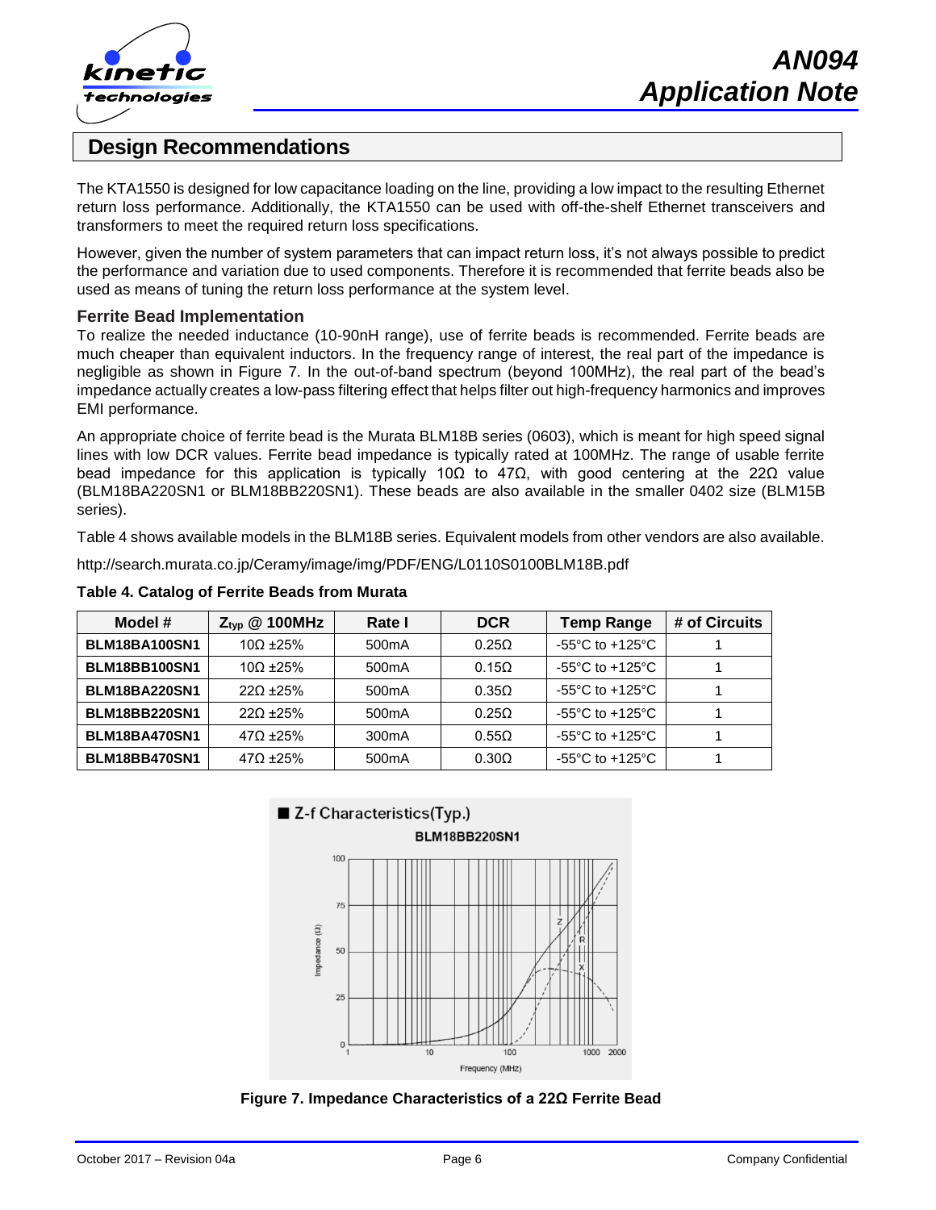## Design Recommendations

The KTA1550 is designed for low capacitance loading on the line, providing a low impact to the resulting Ethernet return loss performance. Additionally, the KTA1550 can be used with off-the-shelf Ethernet transceivers and transformers to meet the required return loss specifications.

However, given the number of system parameters that can impact return loss, it's not always possible to predict the performance and variation due to used components. Therefore it is recommended that ferrite beads also be used as means of tuning the return loss performance at the system level.

### Ferrite Bead Implementation

To realize the needed inductance (10-90nH range), use of ferrite beads is recommended. Ferrite beads are much cheaper than equivalent inductors. In the frequency range of interest, the real part of the impedance is negligible as shown in Figure 7. In the out-of-band spectrum (beyond 100MHz), the real part of the bead's impedance actually creates a low-pass filtering effect that helps filter out high-frequency harmonics and improves EMI performance.

An appropriate choice of ferrite bead is the Murata BLM18B series (0603), which is meant for high speed signal lines with low DCR values. Ferrite bead impedance is typically rated at 100MHz. The range of usable ferrite bead impedance for this application is typically 10Ω to 47Ω, with good centering at the 22Ω value (BLM18BA220SN1 or BLM18BB220SN1). These beads are also available in the smaller 0402 size (BLM15B series).

Table 4 shows available models in the BLM18B series. Equivalent models from other vendors are also available.

http://search.murata.co.jp/Ceramy/image/img/PDF/ENG/L0110S0100BLM18B.pdf

**Table 4. Catalog of Ferrite Beads from Murata**

| Model # | $Z_{typ}$ @ 100MHz | Rate I | DCR | Temp Range | # of Circuits |
|---|---|---|---|---|---|
| **BLM18BA100SN1** | 10Ω ±25% | 500mA | 0.25Ω | -55°C to +125°C | 1 |
| **BLM18BB100SN1** | 10Ω ±25% | 500mA | 0.15Ω | -55°C to +125°C | 1 |
| **BLM18BA220SN1** | 22Ω ±25% | 500mA | 0.35Ω | -55°C to +125°C | 1 |
| **BLM18BB220SN1** | 22Ω ±25% | 500mA | 0.25Ω | -55°C to +125°C | 1 |
| **BLM18BA470SN1** | 47Ω ±25% | 300mA | 0.55Ω | -55°C to +125°C | 1 |
| **BLM18BB470SN1** | 47Ω ±25% | 500mA | 0.30Ω | -55°C to +125°C | 1 |

■ Z-f Characteristics(Typ.)

BLM18BB220SN1

Impedance (Ω)

100
75
50
25
0

Z
R
X

1
10
100
1000
2000

Frequency (MHz)

**Figure 7. Impedance Characteristics of a 22Ω Ferrite Bead**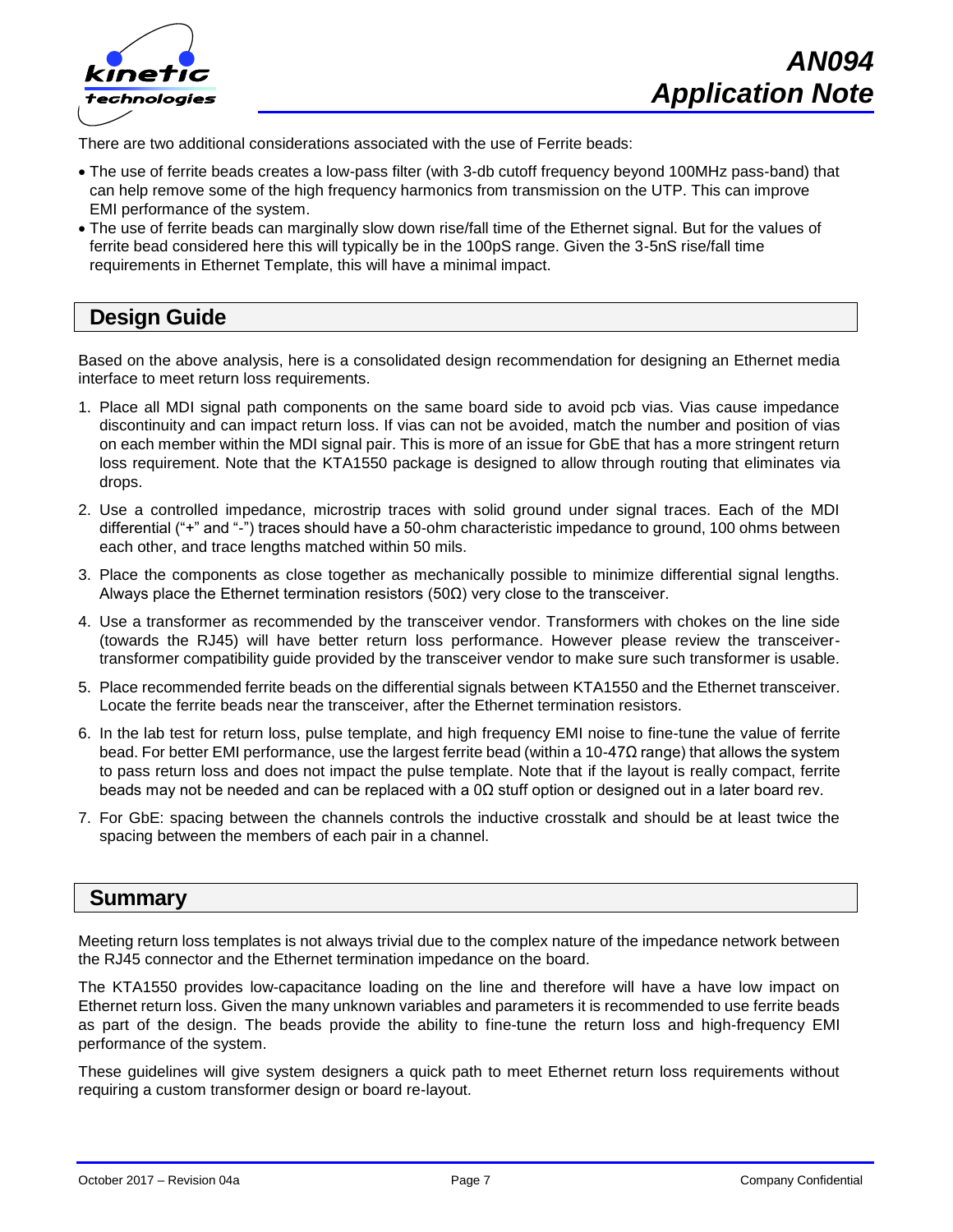There are two additional considerations associated with the use of Ferrite beads:

- The use of ferrite beads creates a low-pass filter (with 3-db cutoff frequency beyond 100MHz pass-band) that can help remove some of the high frequency harmonics from transmission on the UTP. This can improve EMI performance of the system.
- The use of ferrite beads can marginally slow down rise/fall time of the Ethernet signal. But for the values of ferrite bead considered here this will typically be in the 100pS range. Given the 3-5nS rise/fall time requirements in Ethernet Template, this will have a minimal impact.

## Design Guide

Based on the above analysis, here is a consolidated design recommendation for designing an Ethernet media interface to meet return loss requirements.

1. Place all MDI signal path components on the same board side to avoid pcb vias. Vias cause impedance discontinuity and can impact return loss. If vias can not be avoided, match the number and position of vias on each member within the MDI signal pair. This is more of an issue for GbE that has a more stringent return loss requirement. Note that the KTA1550 package is designed to allow through routing that eliminates via drops.
2. Use a controlled impedance, microstrip traces with solid ground under signal traces. Each of the MDI differential ("+" and "-") traces should have a 50-ohm characteristic impedance to ground, 100 ohms between each other, and trace lengths matched within 50 mils.
3. Place the components as close together as mechanically possible to minimize differential signal lengths. Always place the Ethernet termination resistors (50Ω) very close to the transceiver.
4. Use a transformer as recommended by the transceiver vendor. Transformers with chokes on the line side (towards the RJ45) will have better return loss performance. However please review the transceiver-transformer compatibility guide provided by the transceiver vendor to make sure such transformer is usable.
5. Place recommended ferrite beads on the differential signals between KTA1550 and the Ethernet transceiver. Locate the ferrite beads near the transceiver, after the Ethernet termination resistors.
6. In the lab test for return loss, pulse template, and high frequency EMI noise to fine-tune the value of ferrite bead. For better EMI performance, use the largest ferrite bead (within a 10-47Ω range) that allows the system to pass return loss and does not impact the pulse template. Note that if the layout is really compact, ferrite beads may not be needed and can be replaced with a 0Ω stuff option or designed out in a later board rev.
7. For GbE: spacing between the channels controls the inductive crosstalk and should be at least twice the spacing between the members of each pair in a channel.

## Summary

Meeting return loss templates is not always trivial due to the complex nature of the impedance network between the RJ45 connector and the Ethernet termination impedance on the board.

The KTA1550 provides low-capacitance loading on the line and therefore will have a have low impact on Ethernet return loss. Given the many unknown variables and parameters it is recommended to use ferrite beads as part of the design. The beads provide the ability to fine-tune the return loss and high-frequency EMI performance of the system.

These guidelines will give system designers a quick path to meet Ethernet return loss requirements without requiring a custom transformer design or board re-layout.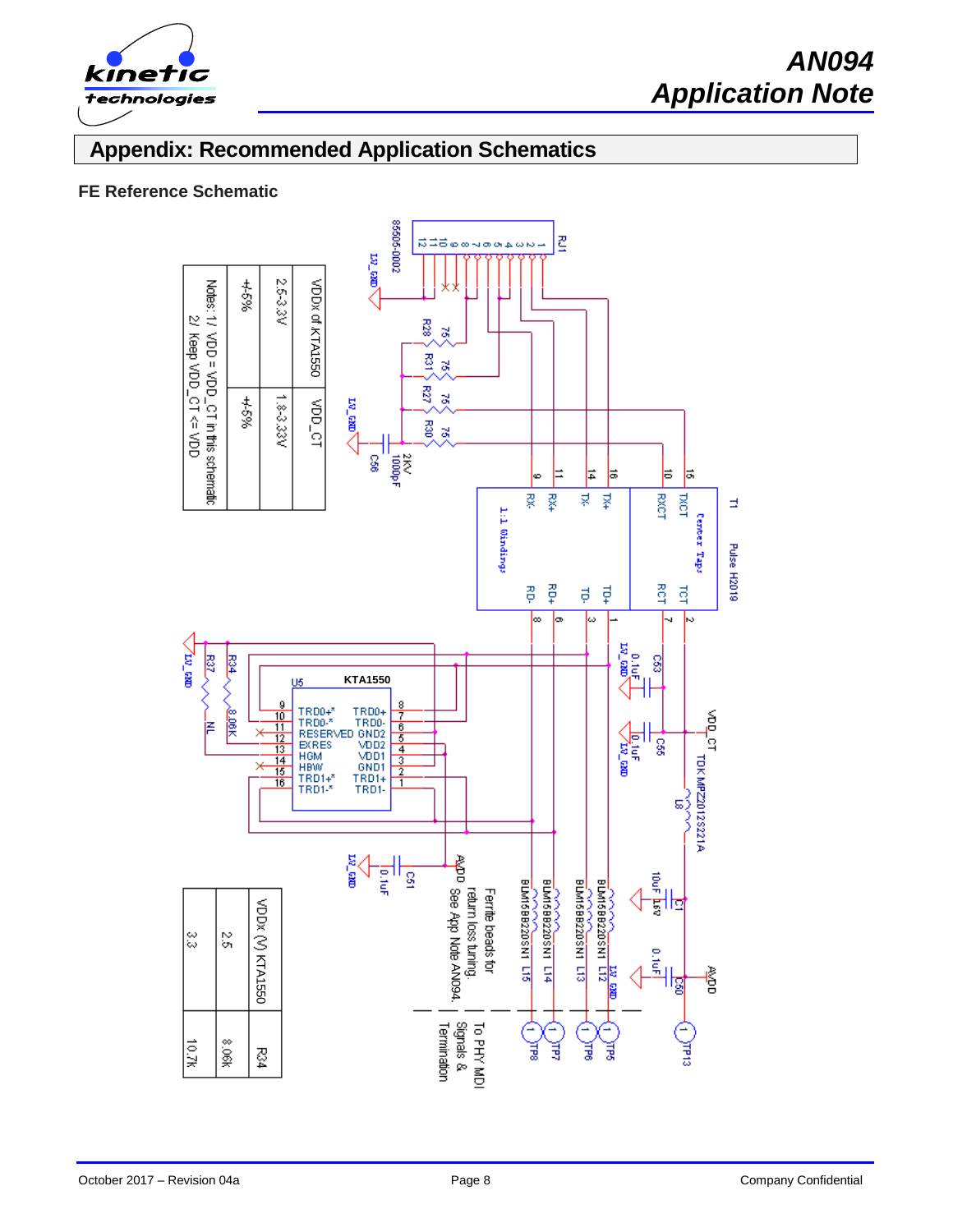## Appendix: Recommended Application Schematics

### FE Reference Schematic

| VDDx of KTA1550 | VDD_CT |
|---|---|
| 2.5-3.3V | 1.8-3.33V |
| +/-5% | +/-5% |

Notes: 1/ VDD = VDD_CT in this schematic
2/ Keep VDD_CT <= VDD

| VDDx (V) KTA1550 | R34 |
|---|---|
| 2.5 | 8.06k |
| 3.3 | 10.7k |

RJ1
85605-0002
1 2 3 4 5 6 7 8 9 10 11 12

R28 75
R31 75
R27 75
R30 75
C56 2KV 1000pF
LV_GND

T1 Pulse H2019
1:1 Windings
Center Taps
RX- RX+ TX- TX+ RXCT TXCT
RD- RD+ TD- TD+ RCT TCT

U5 KTA1550
9 TRD0+* 10 TRD0-* 11 RESERVED 12 EXRES 13 HGM 14 HBW 15 TRD1+* 16 TRD1-*
8 TRD0+ 7 TRD0- 6 GND2 5 VDD2 4 VDD1 3 GND1 2 TRD1+ 1 TRD1-

R34 8.06K
R37 NL
C63 0.1uF
C65 0.1uF
C51 0.1uF
VDD_CT
TDK MPZ2012S221A
L8
C1 10uF
C50 0.1uF
AVDD

BLM15BB220SN1 L12
BLM15BB220SN1 L13
BLM15BB220SN1 L14
BLM15BB220SN1 L15

TP5 TP6 TP7 TP8 TP13

Ferrite beads for return loss tuning. See App Note AN094.

To PHY MDI Signals & Termination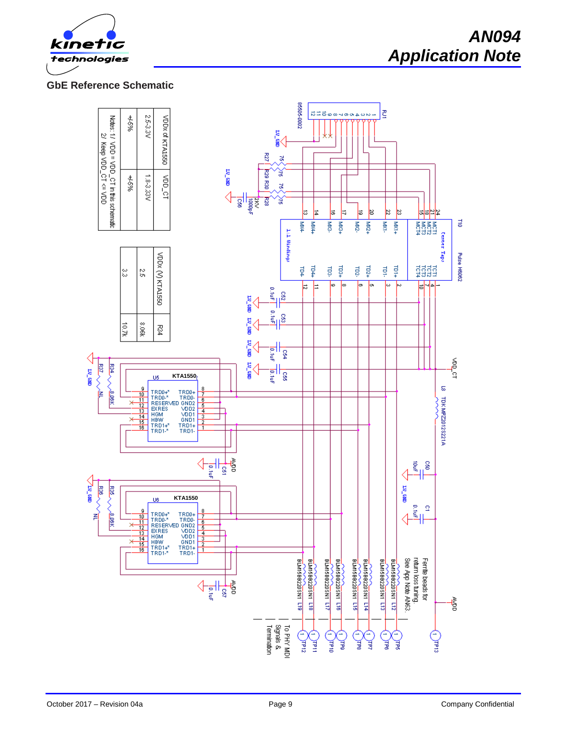## GbE Reference Schematic

| VDDx of KTA1550 | VDD_CT |
|---|---|
| 2.5-3.3V | 1.8-3.33V |
| +/-5% | +/-5% |

Notes: 1/ VDD = VDD_CT in this schematic
2/ Keep VDD_CT <= VDD

| VDDx (V) KTA1550 | R34 |
|---|---|
| 2.5 | 8.06k |
| 3.3 | 10.7k |

RJ1
85505-0002

T10
Pulse H6062
Center Taps
1:1 Windings

R27 75
R29 75
R30 75
R28 75
C56 1000pF 2KV

C52 0.1uF
C53 0.1uF
C54 0.1uF
C55 0.1uF

VDD_CT
L8 TDK MPZ2012S221A
C50 10uF
C1 0.1uF

U5 KTA1550
U6 KTA1550

R34 8.06K
R37 NL
R35 8.06K
R36 NL

C51 0.1uF
C57 0.1uF

AVDD

BLM15BB220SN1 L12
BLM15BB220SN1 L13
BLM15BB220SN1 L14
BLM15BB220SN1 L15
BLM15BB220SN1 L16
BLM15BB220SN1 L17
BLM15BB220SN1 L18
BLM15BB220SN1 L19

Ferrite beads for return loss tuning.
See App Note AN63.

TP5, TP6, TP7, TP8, TP9, TP10, TP11, TP12, TP13

To PHY MDI Signals & Termination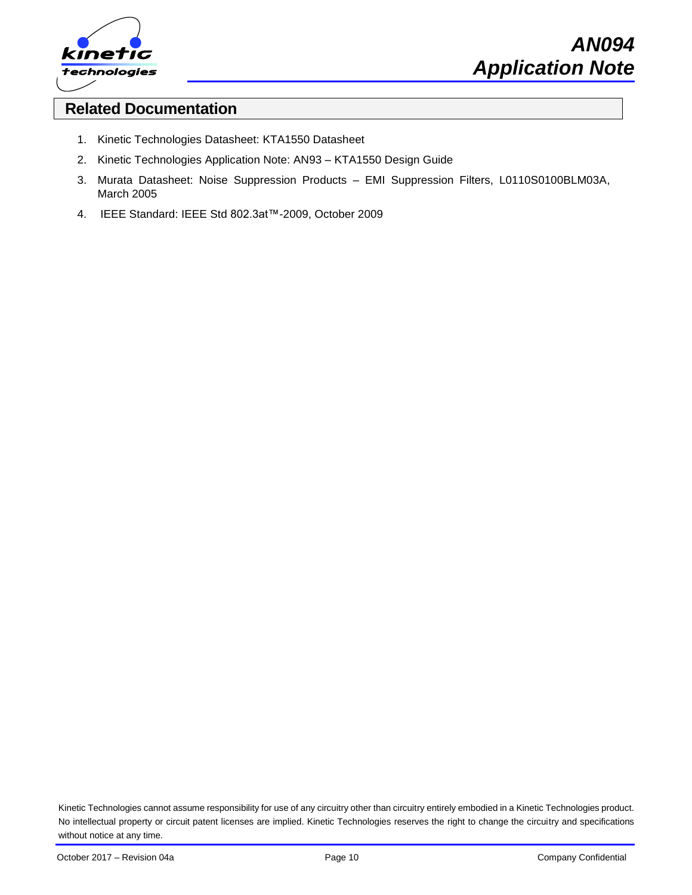## Related Documentation

1. Kinetic Technologies Datasheet: KTA1550 Datasheet
2. Kinetic Technologies Application Note: AN93 – KTA1550 Design Guide
3. Murata Datasheet: Noise Suppression Products – EMI Suppression Filters, L0110S0100BLM03A, March 2005
4. IEEE Standard: IEEE Std 802.3at™-2009, October 2009

Kinetic Technologies cannot assume responsibility for use of any circuitry other than circuitry entirely embodied in a Kinetic Technologies product. No intellectual property or circuit patent licenses are implied. Kinetic Technologies reserves the right to change the circuitry and specifications without notice at any time.